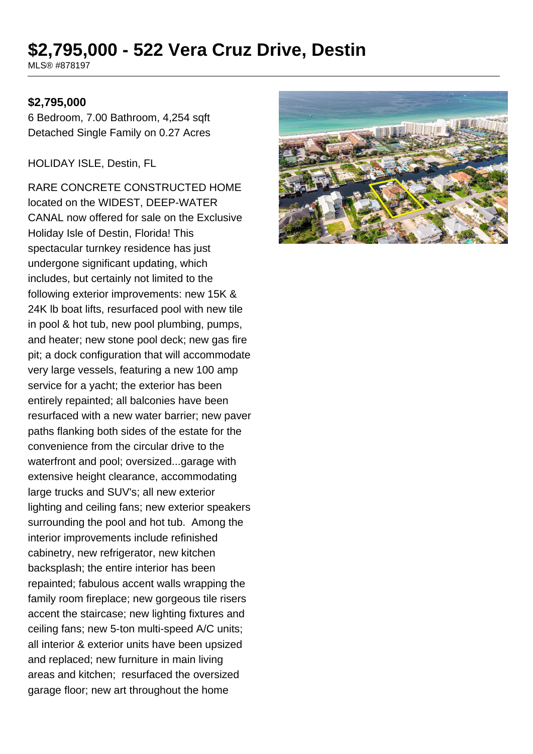# $2,795,000 - 522 Vera Cruz Drive, Destin

MLS® #878197

**$2,795,000**

6 Bedroom, 7.00 Bathroom, 4,254 sqft
Detached Single Family on 0.27 Acres

HOLIDAY ISLE, Destin, FL

RARE CONCRETE CONSTRUCTED HOME located on the WIDEST, DEEP-WATER CANAL now offered for sale on the Exclusive Holiday Isle of Destin, Florida! This spectacular turnkey residence has just undergone significant updating, which includes, but certainly not limited to the following exterior improvements: new 15K & 24K lb boat lifts, resurfaced pool with new tile in pool & hot tub, new pool plumbing, pumps, and heater; new stone pool deck; new gas fire pit; a dock configuration that will accommodate very large vessels, featuring a new 100 amp service for a yacht; the exterior has been entirely repainted; all balconies have been resurfaced with a new water barrier; new paver paths flanking both sides of the estate for the convenience from the circular drive to the waterfront and pool; oversized...garage with extensive height clearance, accommodating large trucks and SUV's; all new exterior lighting and ceiling fans; new exterior speakers surrounding the pool and hot tub. Among the interior improvements include refinished cabinetry, new refrigerator, new kitchen backsplash; the entire interior has been repainted; fabulous accent walls wrapping the family room fireplace; new gorgeous tile risers accent the staircase; new lighting fixtures and ceiling fans; new 5-ton multi-speed A/C units; all interior & exterior units have been upsized and replaced; new furniture in main living areas and kitchen; resurfaced the oversized garage floor; new art throughout the home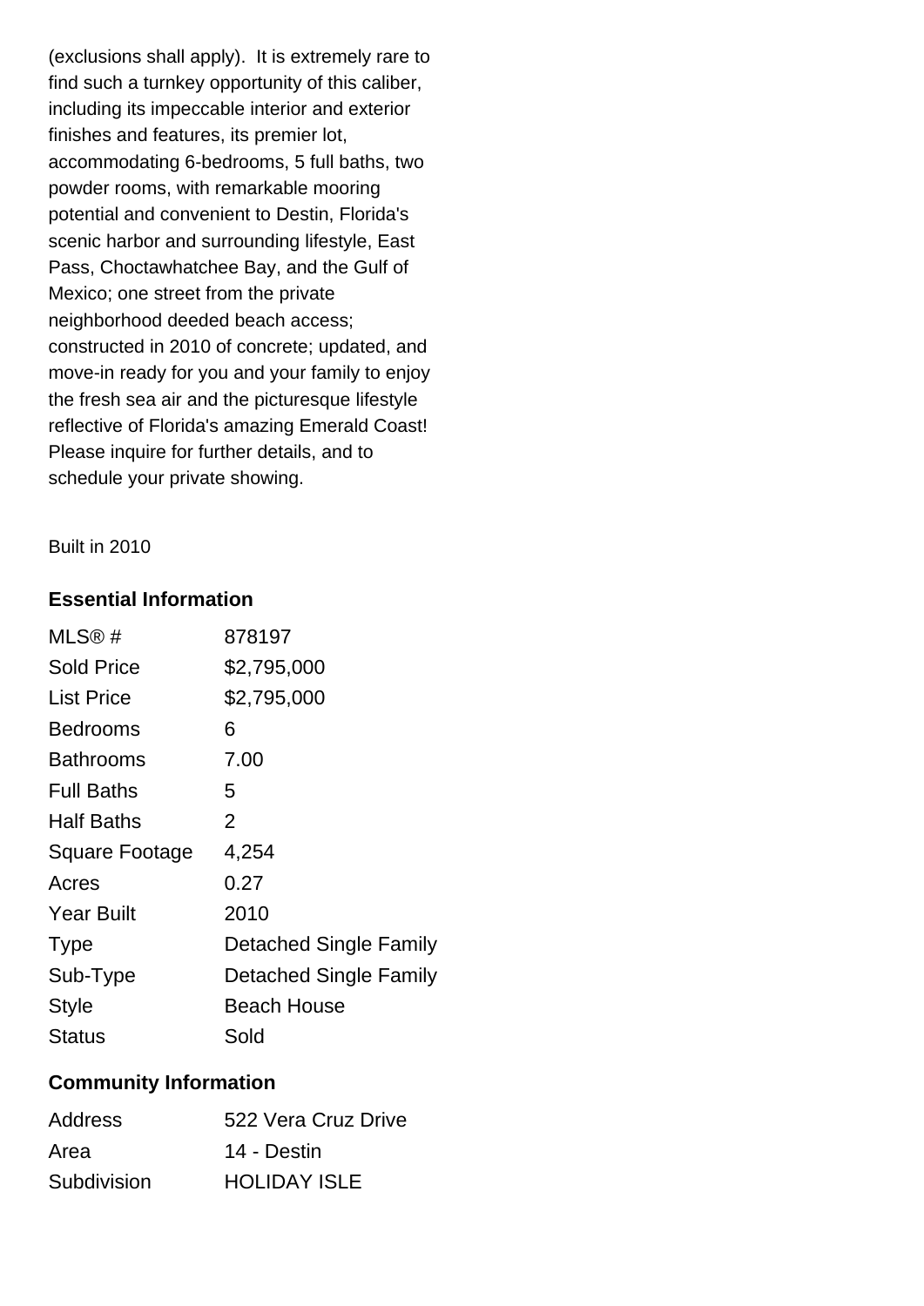(exclusions shall apply). It is extremely rare to find such a turnkey opportunity of this caliber, including its impeccable interior and exterior finishes and features, its premier lot, accommodating 6-bedrooms, 5 full baths, two powder rooms, with remarkable mooring potential and convenient to Destin, Florida's scenic harbor and surrounding lifestyle, East Pass, Choctawhatchee Bay, and the Gulf of Mexico; one street from the private neighborhood deeded beach access; constructed in 2010 of concrete; updated, and move-in ready for you and your family to enjoy the fresh sea air and the picturesque lifestyle reflective of Florida's amazing Emerald Coast! Please inquire for further details, and to schedule your private showing.

Built in 2010

### Essential Information

| | |
|---|---|
| MLS® # | 878197 |
| Sold Price | $2,795,000 |
| List Price | $2,795,000 |
| Bedrooms | 6 |
| Bathrooms | 7.00 |
| Full Baths | 5 |
| Half Baths | 2 |
| Square Footage | 4,254 |
| Acres | 0.27 |
| Year Built | 2010 |
| Type | Detached Single Family |
| Sub-Type | Detached Single Family |
| Style | Beach House |
| Status | Sold |

### Community Information

| | |
|---|---|
| Address | 522 Vera Cruz Drive |
| Area | 14 - Destin |
| Subdivision | HOLIDAY ISLE |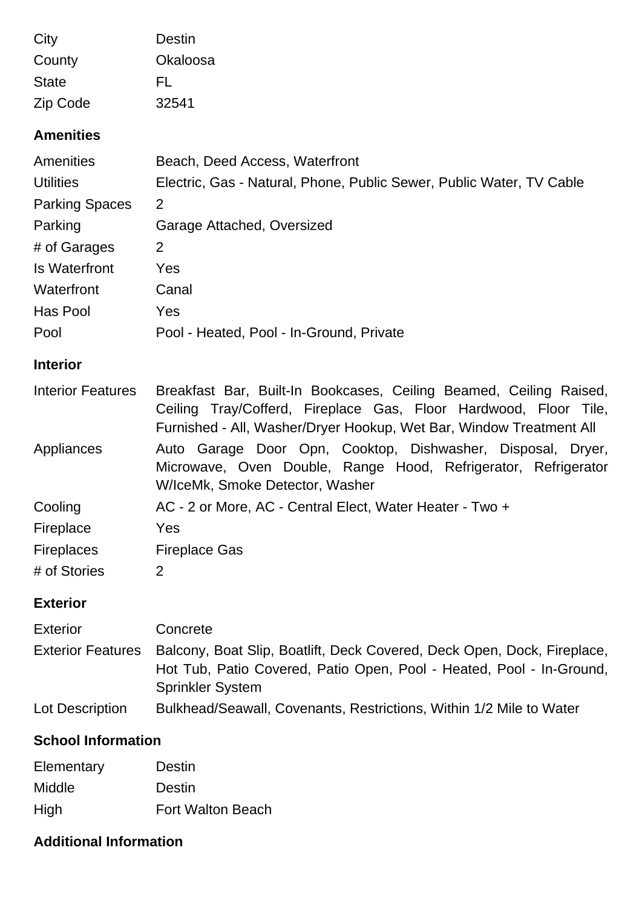| | |
|---|---|
| City | Destin |
| County | Okaloosa |
| State | FL |
| Zip Code | 32541 |

## Amenities

| | |
|---|---|
| Amenities | Beach, Deed Access, Waterfront |
| Utilities | Electric, Gas - Natural, Phone, Public Sewer, Public Water, TV Cable |
| Parking Spaces | 2 |
| Parking | Garage Attached, Oversized |
| # of Garages | 2 |
| Is Waterfront | Yes |
| Waterfront | Canal |
| Has Pool | Yes |
| Pool | Pool - Heated, Pool - In-Ground, Private |

## Interior

| | |
|---|---|
| Interior Features | Breakfast Bar, Built-In Bookcases, Ceiling Beamed, Ceiling Raised, Ceiling Tray/Cofferd, Fireplace Gas, Floor Hardwood, Floor Tile, Furnished - All, Washer/Dryer Hookup, Wet Bar, Window Treatment All |
| Appliances | Auto Garage Door Opn, Cooktop, Dishwasher, Disposal, Dryer, Microwave, Oven Double, Range Hood, Refrigerator, Refrigerator W/IceMk, Smoke Detector, Washer |
| Cooling | AC - 2 or More, AC - Central Elect, Water Heater - Two + |
| Fireplace | Yes |
| Fireplaces | Fireplace Gas |
| # of Stories | 2 |

## Exterior

| | |
|---|---|
| Exterior | Concrete |
| Exterior Features | Balcony, Boat Slip, Boatlift, Deck Covered, Deck Open, Dock, Fireplace, Hot Tub, Patio Covered, Patio Open, Pool - Heated, Pool - In-Ground, Sprinkler System |
| Lot Description | Bulkhead/Seawall, Covenants, Restrictions, Within 1/2 Mile to Water |

## School Information

| | |
|---|---|
| Elementary | Destin |
| Middle | Destin |
| High | Fort Walton Beach |

## Additional Information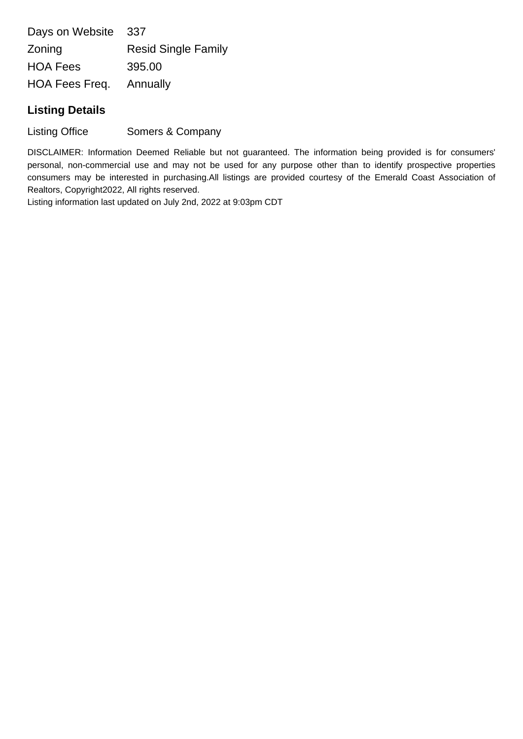| | |
|---|---|
| Days on Website | 337 |
| Zoning | Resid Single Family |
| HOA Fees | 395.00 |
| HOA Fees Freq. | Annually |

## Listing Details

| | |
|---|---|
| Listing Office | Somers & Company |

DISCLAIMER: Information Deemed Reliable but not guaranteed. The information being provided is for consumers' personal, non-commercial use and may not be used for any purpose other than to identify prospective properties consumers may be interested in purchasing.All listings are provided courtesy of the Emerald Coast Association of Realtors, Copyright2022, All rights reserved.

Listing information last updated on July 2nd, 2022 at 9:03pm CDT